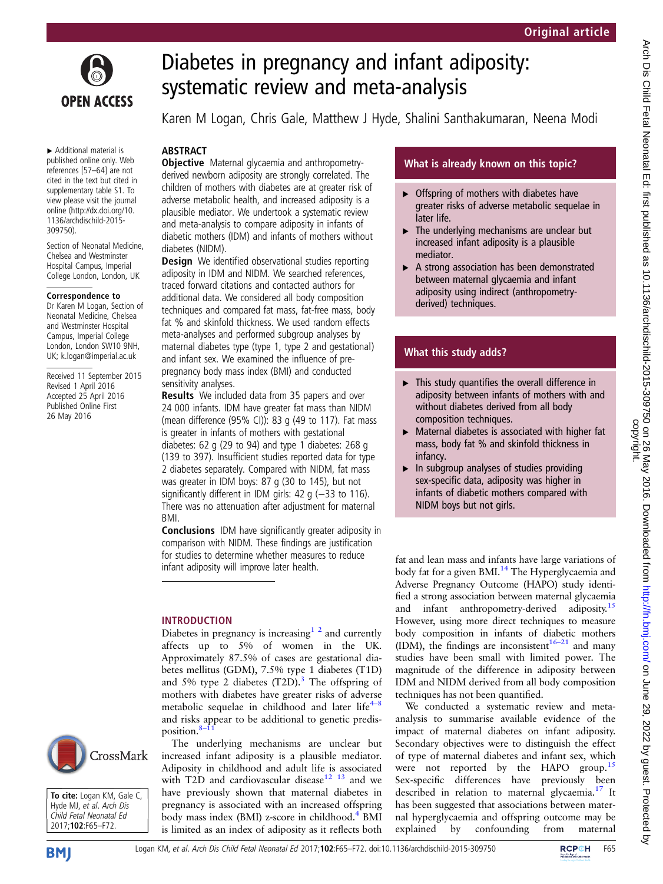Original article

# Diabetes in pregnancy and infant adiposity: systematic review and meta-analysis

Karen M Logan, Chris Gale, Matthew J Hyde, Shalini Santhakumaran, Neena Modi

▸ Additional material is published online only. Web references [57–64] are not cited in the text but cited in supplementary table S1. To view please visit the journal online (http://dx.doi.org/10.1136/archdischild-2015-309750).

Section of Neonatal Medicine, Chelsea and Westminster Hospital Campus, Imperial College London, London, UK

**Correspondence to**
Dr Karen M Logan, Section of Neonatal Medicine, Chelsea and Westminster Hospital Campus, Imperial College London, London SW10 9NH, UK; k.logan@imperial.ac.uk

Received 11 September 2015
Revised 1 April 2016
Accepted 25 April 2016
Published Online First 26 May 2016

## ABSTRACT

**Objective** Maternal glycaemia and anthropometry-derived newborn adiposity are strongly correlated. The children of mothers with diabetes are at greater risk of adverse metabolic health, and increased adiposity is a plausible mediator. We undertook a systematic review and meta-analysis to compare adiposity in infants of diabetic mothers (IDM) and infants of mothers without diabetes (NIDM).

**Design** We identified observational studies reporting adiposity in IDM and NIDM. We searched references, traced forward citations and contacted authors for additional data. We considered all body composition techniques and compared fat mass, fat-free mass, body fat % and skinfold thickness. We used random effects meta-analyses and performed subgroup analyses by maternal diabetes type (type 1, type 2 and gestational) and infant sex. We examined the influence of pre-pregnancy body mass index (BMI) and conducted sensitivity analyses.

**Results** We included data from 35 papers and over 24 000 infants. IDM have greater fat mass than NIDM (mean difference (95% CI)): 83 g (49 to 117). Fat mass is greater in infants of mothers with gestational diabetes: 62 g (29 to 94) and type 1 diabetes: 268 g (139 to 397). Insufficient studies reported data for type 2 diabetes separately. Compared with NIDM, fat mass was greater in IDM boys: 87 g (30 to 145), but not significantly different in IDM girls: 42 g (−33 to 116). There was no attenuation after adjustment for maternal BMI.

**Conclusions** IDM have significantly greater adiposity in comparison with NIDM. These findings are justification for studies to determine whether measures to reduce infant adiposity will improve later health.

### What is already known on this topic?

- ▸ Offspring of mothers with diabetes have greater risks of adverse metabolic sequelae in later life.
- ▸ The underlying mechanisms are unclear but increased infant adiposity is a plausible mediator.
- ▸ A strong association has been demonstrated between maternal glycaemia and infant adiposity using indirect (anthropometry-derived) techniques.

### What this study adds?

- ▸ This study quantifies the overall difference in adiposity between infants of mothers with and without diabetes derived from all body composition techniques.
- ▸ Maternal diabetes is associated with higher fat mass, body fat % and skinfold thickness in infancy.
- ▸ In subgroup analyses of studies providing sex-specific data, adiposity was higher in infants of diabetic mothers compared with NIDM boys but not girls.

## INTRODUCTION

Diabetes in pregnancy is increasing[1 2] and currently affects up to 5% of women in the UK. Approximately 87.5% of cases are gestational diabetes mellitus (GDM), 7.5% type 1 diabetes (T1D) and 5% type 2 diabetes (T2D).[3] The offspring of mothers with diabetes have greater risks of adverse metabolic sequelae in childhood and later life[4–8] and risks appear to be additional to genetic predisposition.[8–11]

The underlying mechanisms are unclear but increased infant adiposity is a plausible mediator. Adiposity in childhood and adult life is associated with T2D and cardiovascular disease[12 13] and we have previously shown that maternal diabetes in pregnancy is associated with an increased offspring body mass index (BMI) z-score in childhood.[4] BMI is limited as an index of adiposity as it reflects both fat and lean mass and infants have large variations of body fat for a given BMI.[14] The Hyperglycaemia and Adverse Pregnancy Outcome (HAPO) study identified a strong association between maternal glycaemia and infant anthropometry-derived adiposity.[15] However, using more direct techniques to measure body composition in infants of diabetic mothers (IDM), the findings are inconsistent[16–21] and many studies have been small with limited power. The magnitude of the difference in adiposity between IDM and NIDM derived from all body composition techniques has not been quantified.

We conducted a systematic review and meta-analysis to summarise available evidence of the impact of maternal diabetes on infant adiposity. Secondary objectives were to distinguish the effect of type of maternal diabetes and infant sex, which were not reported by the HAPO group.[15] Sex-specific differences have previously been described in relation to maternal glycaemia.[17] It has been suggested that associations between maternal hyperglycaemia and offspring outcome may be explained by confounding from maternal

**To cite:** Logan KM, Gale C, Hyde MJ, et al. Arch Dis Child Fetal Neonatal Ed 2017;102:F65–F72.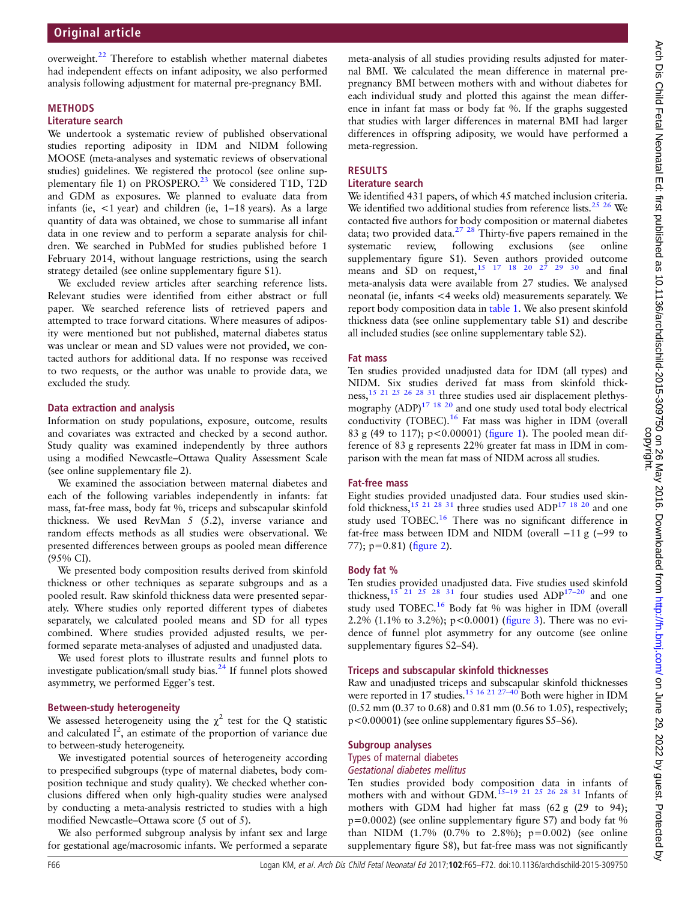overweight.[22] Therefore to establish whether maternal diabetes had independent effects on infant adiposity, we also performed analysis following adjustment for maternal pre-pregnancy BMI.

## METHODS

### Literature search

We undertook a systematic review of published observational studies reporting adiposity in IDM and NIDM following MOOSE (meta-analyses and systematic reviews of observational studies) guidelines. We registered the protocol (see online supplementary file 1) on PROSPERO.[23] We considered T1D, T2D and GDM as exposures. We planned to evaluate data from infants (ie, <1 year) and children (ie, 1–18 years). As a large quantity of data was obtained, we chose to summarise all infant data in one review and to perform a separate analysis for children. We searched in PubMed for studies published before 1 February 2014, without language restrictions, using the search strategy detailed (see online supplementary figure S1).

We excluded review articles after searching reference lists. Relevant studies were identified from either abstract or full paper. We searched reference lists of retrieved papers and attempted to trace forward citations. Where measures of adiposity were mentioned but not published, maternal diabetes status was unclear or mean and SD values were not provided, we contacted authors for additional data. If no response was received to two requests, or the author was unable to provide data, we excluded the study.

### Data extraction and analysis

Information on study populations, exposure, outcome, results and covariates was extracted and checked by a second author. Study quality was examined independently by three authors using a modified Newcastle–Ottawa Quality Assessment Scale (see online supplementary file 2).

We examined the association between maternal diabetes and each of the following variables independently in infants: fat mass, fat-free mass, body fat %, triceps and subscapular skinfold thickness. We used RevMan 5 (5.2), inverse variance and random effects methods as all studies were observational. We presented differences between groups as pooled mean difference (95% CI).

We presented body composition results derived from skinfold thickness or other techniques as separate subgroups and as a pooled result. Raw skinfold thickness data were presented separately. Where studies only reported different types of diabetes separately, we calculated pooled means and SD for all types combined. Where studies provided adjusted results, we performed separate meta-analyses of adjusted and unadjusted data.

We used forest plots to illustrate results and funnel plots to investigate publication/small study bias.[24] If funnel plots showed asymmetry, we performed Egger's test.

### Between-study heterogeneity

We assessed heterogeneity using the $\chi^2$ test for the Q statistic and calculated $I^2$, an estimate of the proportion of variance due to between-study heterogeneity.

We investigated potential sources of heterogeneity according to prespecified subgroups (type of maternal diabetes, body composition technique and study quality). We checked whether conclusions differed when only high-quality studies were analysed by conducting a meta-analysis restricted to studies with a high modified Newcastle–Ottawa score (5 out of 5).

We also performed subgroup analysis by infant sex and large for gestational age/macrosomic infants. We performed a separate meta-analysis of all studies providing results adjusted for maternal BMI. We calculated the mean difference in maternal pre-pregnancy BMI between mothers with and without diabetes for each individual study and plotted this against the mean difference in infant fat mass or body fat %. If the graphs suggested that studies with larger differences in maternal BMI had larger differences in offspring adiposity, we would have performed a meta-regression.

## RESULTS

### Literature search

We identified 431 papers, of which 45 matched inclusion criteria. We identified two additional studies from reference lists.[25,26] We contacted five authors for body composition or maternal diabetes data; two provided data.[27,28] Thirty-five papers remained in the systematic review, following exclusions (see online supplementary figure S1). Seven authors provided outcome means and SD on request,[15,17,18,20,27,29,30] and final meta-analysis data were available from 27 studies. We analysed neonatal (ie, infants <4 weeks old) measurements separately. We report body composition data in table 1. We also present skinfold thickness data (see online supplementary table S1) and describe all included studies (see online supplementary table S2).

### Fat mass

Ten studies provided unadjusted data for IDM (all types) and NIDM. Six studies derived fat mass from skinfold thickness,[15,21,25,26,28,31] three studies used air displacement plethysmography (ADP)[17,18,20] and one study used total body electrical conductivity (TOBEC).[16] Fat mass was higher in IDM (overall 83 g (49 to 117); p<0.00001) (figure 1). The pooled mean difference of 83 g represents 22% greater fat mass in IDM in comparison with the mean fat mass of NIDM across all studies.

### Fat-free mass

Eight studies provided unadjusted data. Four studies used skinfold thickness,[15,21,28,31] three studies used ADP[17,18,20] and one study used TOBEC.[16] There was no significant difference in fat-free mass between IDM and NIDM (overall −11 g (−99 to 77); p=0.81) (figure 2).

### Body fat %

Ten studies provided unadjusted data. Five studies used skinfold thickness,[15,21,25,28,31] four studies used ADP[17–20] and one study used TOBEC.[16] Body fat % was higher in IDM (overall 2.2% (1.1% to 3.2%); p<0.0001) (figure 3). There was no evidence of funnel plot asymmetry for any outcome (see online supplementary figures S2–S4).

### Triceps and subscapular skinfold thicknesses

Raw and unadjusted triceps and subscapular skinfold thicknesses were reported in 17 studies.[15,16,21,27–40] Both were higher in IDM (0.52 mm (0.37 to 0.68) and 0.81 mm (0.56 to 1.05), respectively; p<0.00001) (see online supplementary figures S5–S6).

### Subgroup analyses

#### Types of maternal diabetes

*Gestational diabetes mellitus*

Ten studies provided body composition data in infants of mothers with and without GDM.[15–19,21,25,26,28,31] Infants of mothers with GDM had higher fat mass (62 g (29 to 94); p=0.0002) (see online supplementary figure S7) and body fat % than NIDM (1.7% (0.7% to 2.8%); p=0.002) (see online supplementary figure S8), but fat-free mass was not significantly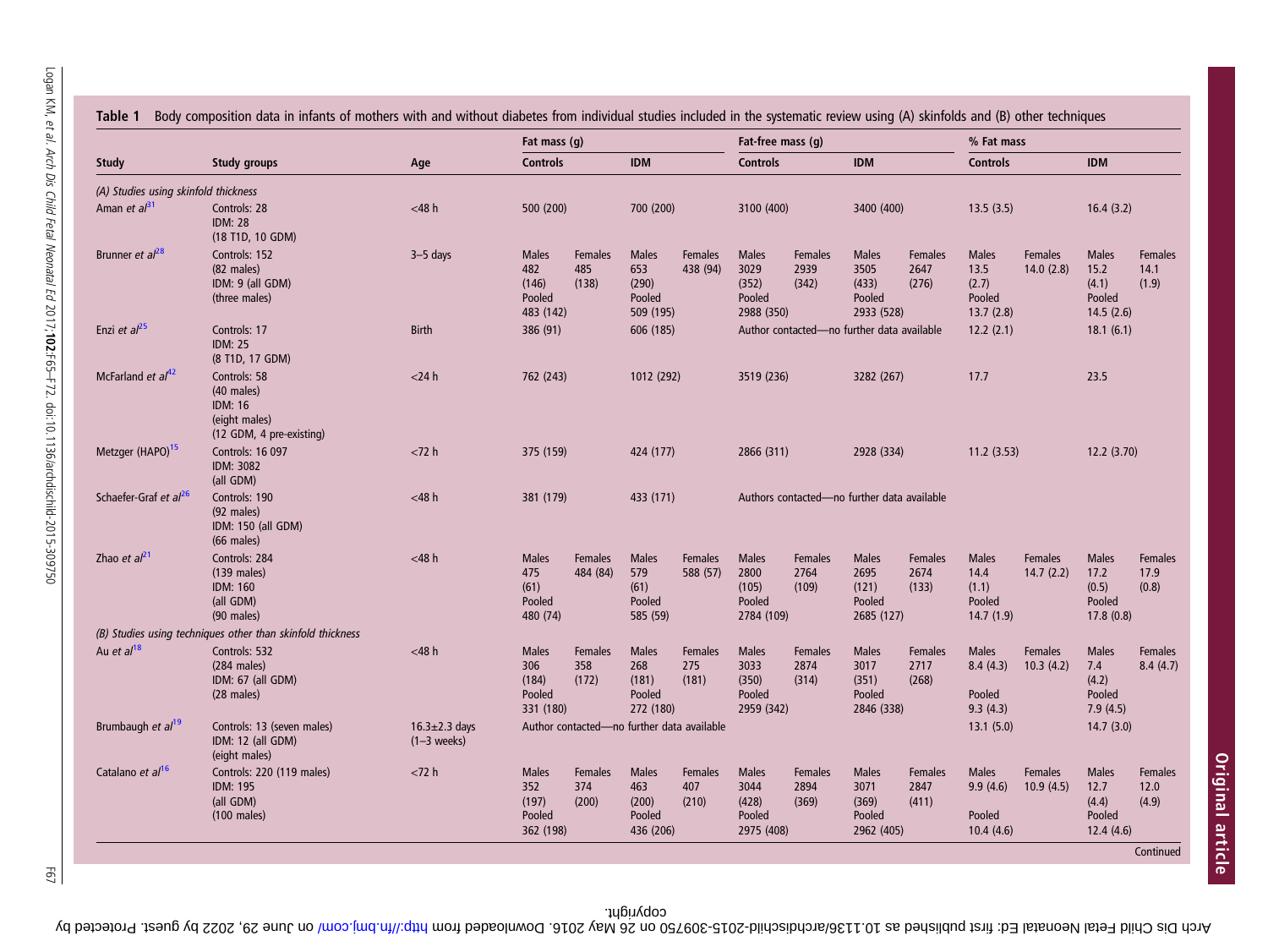**Table 1** Body composition data in infants of mothers with and without diabetes from individual studies included in the systematic review using (A) skinfolds and (B) other techniques

| Study | Study groups | Age | Fat mass (g) | | | | Fat-free mass (g) | | | | % Fat mass | | | |
|---|---|---|---|---|---|---|---|---|---|---|---|---|---|---|
| | | | Controls | | IDM | | Controls | | IDM | | Controls | | IDM | |
| *(A) Studies using skinfold thickness* | | | | | | | | | | | | | | |
| Aman et al[31] | Controls: 28<br>IDM: 28<br>(18 T1D, 10 GDM) | <48 h | 500 (200) | | 700 (200) | | 3100 (400) | | 3400 (400) | | 13.5 (3.5) | | 16.4 (3.2) | |
| Brunner et al[28] | Controls: 152<br>(82 males)<br>IDM: 9 (all GDM)<br>(three males) | 3–5 days | Males 482 (146)<br>Pooled 483 (142) | Females 485 (138) | Males 653 (290)<br>Pooled 509 (195) | Females 438 (94) | Males 3029 (352)<br>Pooled 2988 (350) | Females 2939 (342) | Males 3505 (433)<br>Pooled 2933 (528) | Females 2647 (276) | Males 13.5 (2.7)<br>Pooled 13.7 (2.8) | Females 14.0 (2.8) | Males 15.2 (4.1)<br>Pooled 14.5 (2.6) | Females 14.1 (1.9) |
| Enzi et al[25] | Controls: 17<br>IDM: 25<br>(8 T1D, 17 GDM) | Birth | 386 (91) | | 606 (185) | | Author contacted—no further data available | | | | 12.2 (2.1) | | 18.1 (6.1) | |
| McFarland et al[42] | Controls: 58<br>(40 males)<br>IDM: 16<br>(eight males)<br>(12 GDM, 4 pre-existing) | <24 h | 762 (243) | | 1012 (292) | | 3519 (236) | | 3282 (267) | | 17.7 | | 23.5 | |
| Metzger (HAPO)[15] | Controls: 16 097<br>IDM: 3082<br>(all GDM) | <72 h | 375 (159) | | 424 (177) | | 2866 (311) | | 2928 (334) | | 11.2 (3.53) | | 12.2 (3.70) | |
| Schaefer-Graf et al[26] | Controls: 190<br>(92 males)<br>IDM: 150 (all GDM)<br>(66 males) | <48 h | 381 (179) | | 433 (171) | | Authors contacted—no further data available | | | | | | | |
| Zhao et al[21] | Controls: 284<br>(139 males)<br>IDM: 160<br>(all GDM)<br>(90 males) | <48 h | Males 475 (61)<br>Pooled 480 (74) | Females 484 (84) | Males 579 (61)<br>Pooled 585 (59) | Females 588 (57) | Males 2800 (105)<br>Pooled 2784 (109) | Females 2764 (109) | Males 2695 (121)<br>Pooled 2685 (127) | Females 2674 (133) | Males 14.4 (1.1)<br>Pooled 14.7 (1.9) | Females 14.7 (2.2) | Males 17.2 (0.5)<br>Pooled 17.8 (0.8) | Females 17.9 (0.8) |
| *(B) Studies using techniques other than skinfold thickness* | | | | | | | | | | | | | | |
| Au et al[18] | Controls: 532<br>(284 males)<br>IDM: 67 (all GDM)<br>(28 males) | <48 h | Males 306 (184)<br>Pooled 331 (180) | Females 358 (172) | Males 268 (181)<br>Pooled 272 (180) | Females 275 (181) | Males 3033 (350)<br>Pooled 2959 (342) | Females 2874 (314) | Males 3017 (351)<br>Pooled 2846 (338) | Females 2717 (268) | Males 8.4 (4.3)<br>Pooled 9.3 (4.3) | Females 10.3 (4.2) | Males 7.4 (4.2)<br>Pooled 7.9 (4.5) | Females 8.4 (4.7) |
| Brumbaugh et al[19] | Controls: 13 (seven males)<br>IDM: 12 (all GDM)<br>(eight males) | 16.3±2.3 days<br>(1–3 weeks) | Author contacted—no further data available | | | | | | | | 13.1 (5.0) | | 14.7 (3.0) | |
| Catalano et al[16] | Controls: 220 (119 males)<br>IDM: 195<br>(all GDM)<br>(100 males) | <72 h | Males 352 (197)<br>Pooled 362 (198) | Females 374 (200) | Males 463 (200)<br>Pooled 436 (206) | Females 407 (210) | Males 3044 (428)<br>Pooled 2975 (408) | Females 2894 (369) | Males 3071 (369)<br>Pooled 2962 (405) | Females 2847 (411) | Males 9.9 (4.6)<br>Pooled 10.4 (4.6) | Females 10.9 (4.5) | Males 12.7 (4.4)<br>Pooled 12.4 (4.6) | Females 12.0 (4.9) |

Continued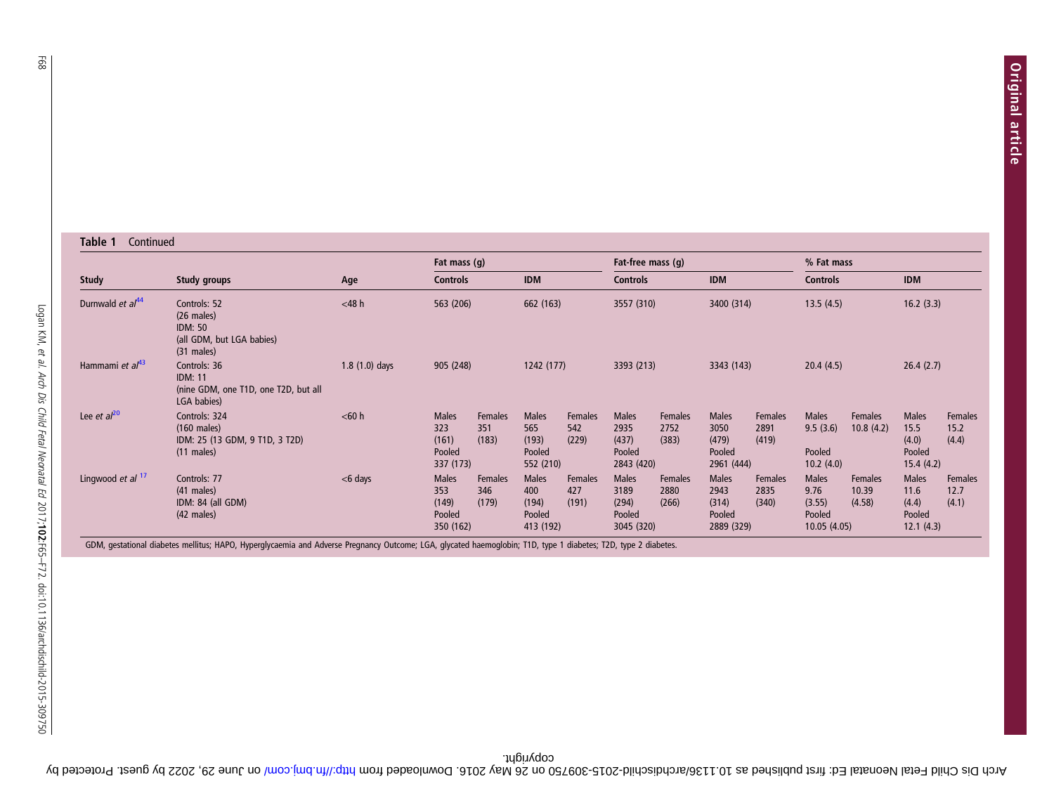**Table 1** Continued

| Study | Study groups | Age | Fat mass (g) | | | | Fat-free mass (g) | | | | % Fat mass | | | |
|---|---|---|---|---|---|---|---|---|---|---|---|---|---|---|
| | | | Controls | | IDM | | Controls | | IDM | | Controls | | IDM | |
| Durnwald *et al*[44] | Controls: 52 (26 males) IDM: 50 (all GDM, but LGA babies) (31 males) | <48 h | 563 (206) | | 662 (163) | | 3557 (310) | | 3400 (314) | | 13.5 (4.5) | | 16.2 (3.3) | |
| Hammami *et al*[43] | Controls: 36 IDM: 11 (nine GDM, one T1D, one T2D, but all LGA babies) | 1.8 (1.0) days | 905 (248) | | 1242 (177) | | 3393 (213) | | 3343 (143) | | 20.4 (4.5) | | 26.4 (2.7) | |
| Lee *et al*[20] | Controls: 324 (160 males) IDM: 25 (13 GDM, 9 T1D, 3 T2D) (11 males) | <60 h | Males 323 (161) Pooled 337 (173) | Females 351 (183) | Males 565 (193) Pooled 552 (210) | Females 542 (229) | Males 2935 (437) Pooled 2843 (420) | Females 2752 (383) | Males 3050 (479) Pooled 2961 (444) | Females 2891 (419) | Males 9.5 (3.6) Pooled 10.2 (4.0) | Females 10.8 (4.2) | Males 15.5 (4.0) Pooled 15.4 (4.2) | Females 15.2 (4.4) |
| Lingwood *et al*[17] | Controls: 77 (41 males) IDM: 84 (all GDM) (42 males) | <6 days | Males 353 (149) Pooled 350 (162) | Females 346 (179) | Males 400 (194) Pooled 413 (192) | Females 427 (191) | Males 3189 (294) Pooled 3045 (320) | Females 2880 (266) | Males 2943 (314) Pooled 2889 (329) | Females 2835 (340) | Males 9.76 (3.55) Pooled 10.05 (4.05) | Females 10.39 (4.58) | Males 11.6 (4.4) Pooled 12.1 (4.3) | Females 12.7 (4.1) |

GDM, gestational diabetes mellitus; HAPO, Hyperglycaemia and Adverse Pregnancy Outcome; LGA, glycated haemoglobin; T1D, type 1 diabetes; T2D, type 2 diabetes.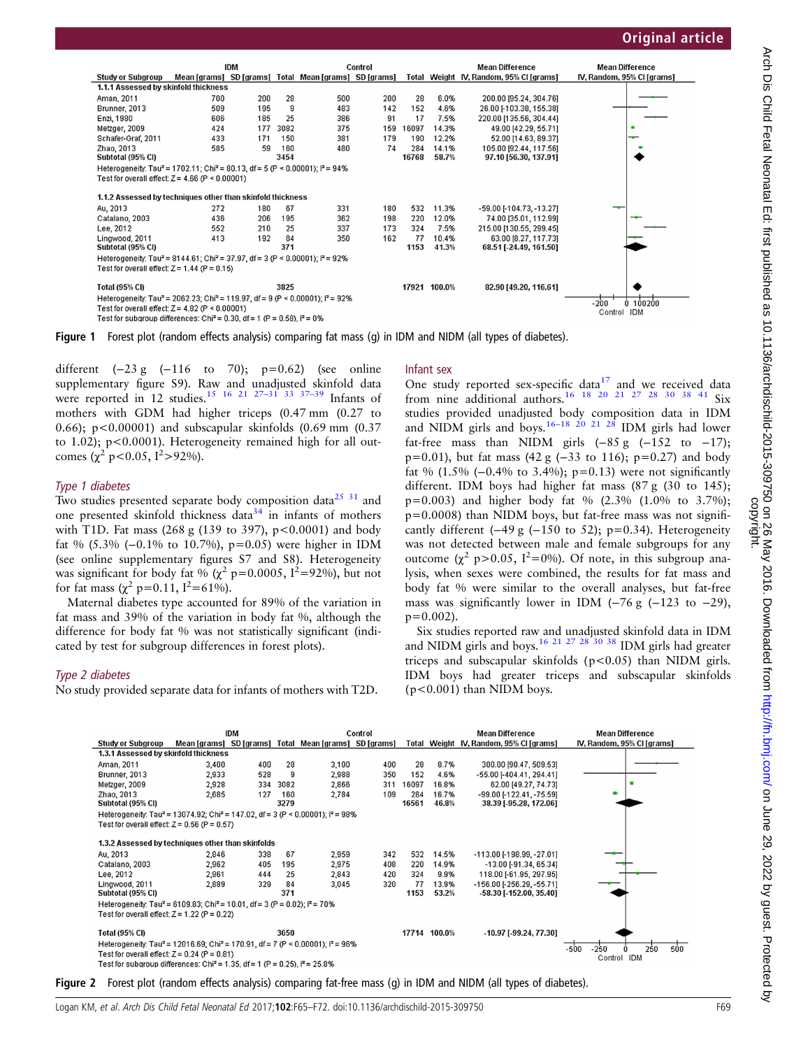| Study or Subgroup | IDM Mean [grams] | IDM SD [grams] | IDM Total | Control Mean [grams] | Control SD [grams] | Control Total | Weight | Mean Difference IV, Random, 95% CI [grams] |
|---|---|---|---|---|---|---|---|---|
| **1.1.1 Assessed by skinfold thickness** | | | | | | | | |
| Aman, 2011 | 700 | 200 | 28 | 500 | 200 | 28 | 6.0% | 200.00 [95.24, 304.76] |
| Brunner, 2013 | 509 | 195 | 9 | 483 | 142 | 152 | 4.6% | 26.00 [-103.38, 155.38] |
| Enzi, 1980 | 606 | 185 | 25 | 386 | 91 | 17 | 7.5% | 220.00 [135.56, 304.44] |
| Metzger, 2009 | 424 | 177 | 3082 | 375 | 159 | 16097 | 14.3% | 49.00 [42.29, 55.71] |
| Schafer-Graf, 2011 | 433 | 171 | 150 | 381 | 179 | 190 | 12.2% | 52.00 [14.63, 89.37] |
| Zhao, 2013 | 585 | 59 | 160 | 480 | 74 | 284 | 14.1% | 105.00 [92.44, 117.56] |
| Subtotal (95% CI) | | | 3454 | | | 16768 | 58.7% | 97.10 [56.30, 137.91] |
| Heterogeneity: Tau² = 1702.11; Chi² = 80.13, df = 5 (P < 0.00001); I² = 94% | | | | | | | | |
| Test for overall effect: Z = 4.66 (P < 0.00001) | | | | | | | | |
| **1.1.2 Assessed by techniques other than skinfold thickness** | | | | | | | | |
| Au, 2013 | 272 | 180 | 67 | 331 | 180 | 532 | 11.3% | -59.00 [-104.73, -13.27] |
| Catalano, 2003 | 436 | 206 | 195 | 362 | 198 | 220 | 12.0% | 74.00 [35.01, 112.99] |
| Lee, 2012 | 552 | 210 | 25 | 337 | 173 | 324 | 7.5% | 215.00 [130.55, 299.45] |
| Lingwood, 2011 | 413 | 192 | 84 | 350 | 162 | 77 | 10.4% | 63.00 [8.27, 117.73] |
| Subtotal (95% CI) | | | 371 | | | 1153 | 41.3% | 68.51 [-24.49, 161.50] |
| Heterogeneity: Tau² = 8144.61; Chi² = 37.97, df = 3 (P < 0.00001); I² = 92% | | | | | | | | |
| Test for overall effect: Z = 1.44 (P = 0.15) | | | | | | | | |
| **Total (95% CI)** | | | 3825 | | | 17921 | 100.0% | 82.90 [49.20, 116.61] |

Heterogeneity: Tau² = 2062.23; Chi² = 119.97, df = 9 (P < 0.00001); I² = 92%

Test for overall effect: Z = 4.82 (P < 0.00001)

Test for subgroup differences: Chi² = 0.30, df = 1 (P = 0.58), I² = 0%

Mean Difference IV, Random, 95% CI [grams]

-200 0 100 200

Control IDM

Figure 1 Forest plot (random effects analysis) comparing fat mass (g) in IDM and NIDM (all types of diabetes).

different (−23 g (−116 to 70); p=0.62) (see online supplementary figure S9). Raw and unadjusted skinfold data were reported in 12 studies.[15 16 21 27–31 33 37–39] Infants of mothers with GDM had higher triceps (0.47 mm (0.27 to 0.66); p<0.00001) and subscapular skinfolds (0.69 mm (0.37 to 1.02); p<0.0001). Heterogeneity remained high for all outcomes ($\chi^2$ p<0.05, $I^2$>92%).

### *Type 1 diabetes*

Two studies presented separate body composition data[25 31] and one presented skinfold thickness data[34] in infants of mothers with T1D. Fat mass (268 g (139 to 397), p<0.0001) and body fat % (5.3% (−0.1% to 10.7%), p=0.05) were higher in IDM (see online supplementary figures S7 and S8). Heterogeneity was significant for body fat % ($\chi^2$ p=0.0005, $I^2$=92%), but not for fat mass ($\chi^2$ p=0.11, $I^2$=61%).

Maternal diabetes type accounted for 89% of the variation in fat mass and 39% of the variation in body fat %, although the difference for body fat % was not statistically significant (indicated by test for subgroup differences in forest plots).

### *Type 2 diabetes*

No study provided separate data for infants of mothers with T2D.

### *Infant sex*

One study reported sex-specific data[17] and we received data from nine additional authors.[16 18 20 21 27 28 30 38 41] Six studies provided unadjusted body composition data in IDM and NIDM girls and boys.[16–18 20 21 28] IDM girls had lower fat-free mass than NIDM girls (−85 g (−152 to −17); p=0.01), but fat mass (42 g (−33 to 116); p=0.27) and body fat % (1.5% (−0.4% to 3.4%); p=0.13) were not significantly different. IDM boys had higher fat mass (87 g (30 to 145); p=0.003) and higher body fat % (2.3% (1.0% to 3.7%); p=0.0008) than NIDM boys, but fat-free mass was not significantly different (−49 g (−150 to 52); p=0.34). Heterogeneity was not detected between male and female subgroups for any outcome ($\chi^2$ p>0.05, $I^2$=0%). Of note, in this subgroup analysis, when sexes were combined, the results for fat mass and body fat % were similar to the overall analyses, but fat-free mass was significantly lower in IDM (−76 g (−123 to −29), p=0.002).

Six studies reported raw and unadjusted skinfold data in IDM and NIDM girls and boys.[16 21 27 28 30 38] IDM girls had greater triceps and subscapular skinfolds (p<0.05) than NIDM girls. IDM boys had greater triceps and subscapular skinfolds (p<0.001) than NIDM boys.

| Study or Subgroup | IDM Mean [grams] | IDM SD [grams] | IDM Total | Control Mean [grams] | Control SD [grams] | Control Total | Weight | Mean Difference IV, Random, 95% CI [grams] |
|---|---|---|---|---|---|---|---|---|
| **1.3.1 Assessed by skinfold thickness** | | | | | | | | |
| Aman, 2011 | 3,400 | 400 | 28 | 3,100 | 400 | 28 | 8.7% | 300.00 [90.47, 509.53] |
| Brunner, 2013 | 2,933 | 528 | 9 | 2,988 | 350 | 152 | 4.6% | -55.00 [-404.41, 294.41] |
| Metzger, 2009 | 2,928 | 334 | 3082 | 2,866 | 311 | 16097 | 16.8% | 62.00 [49.27, 74.73] |
| Zhao, 2013 | 2,685 | 127 | 160 | 2,784 | 109 | 284 | 16.7% | -99.00 [-122.41, -75.59] |
| Subtotal (95% CI) | | | 3279 | | | 16561 | 46.8% | 38.39 [-95.28, 172.06] |
| Heterogeneity: Tau² = 13074.92; Chi² = 147.02, df = 3 (P < 0.00001); I² = 98% | | | | | | | | |
| Test for overall effect: Z = 0.56 (P = 0.57) | | | | | | | | |
| **1.3.2 Assessed by techniques other than skinfolds** | | | | | | | | |
| Au, 2013 | 2,846 | 338 | 67 | 2,959 | 342 | 532 | 14.5% | -113.00 [-198.99, -27.01] |
| Catalano, 2003 | 2,962 | 405 | 195 | 2,975 | 408 | 220 | 14.9% | -13.00 [-91.34, 65.34] |
| Lee, 2012 | 2,961 | 444 | 25 | 2,843 | 420 | 324 | 9.9% | 118.00 [-61.95, 297.95] |
| Lingwood, 2011 | 2,889 | 329 | 84 | 3,045 | 320 | 77 | 13.9% | -156.00 [-256.29, -55.71] |
| Subtotal (95% CI) | | | 371 | | | 1153 | 53.2% | -58.30 [-152.00, 35.40] |
| Heterogeneity: Tau² = 6109.83; Chi² = 10.01, df = 3 (P = 0.02); I² = 70% | | | | | | | | |
| Test for overall effect: Z = 1.22 (P = 0.22) | | | | | | | | |
| **Total (95% CI)** | | | 3650 | | | 17714 | 100.0% | -10.97 [-99.24, 77.30] |

Heterogeneity: Tau² = 12016.69; Chi² = 170.91, df = 7 (P < 0.00001); I² = 96%

Test for overall effect: Z = 0.24 (P = 0.81)

Test for subgroup differences: Chi² = 1.35, df = 1 (P = 0.25), I² = 25.8%

Mean Difference IV, Random, 95% CI [grams]

-500 -250 0 250 500

Control IDM

Figure 2 Forest plot (random effects analysis) comparing fat-free mass (g) in IDM and NIDM (all types of diabetes).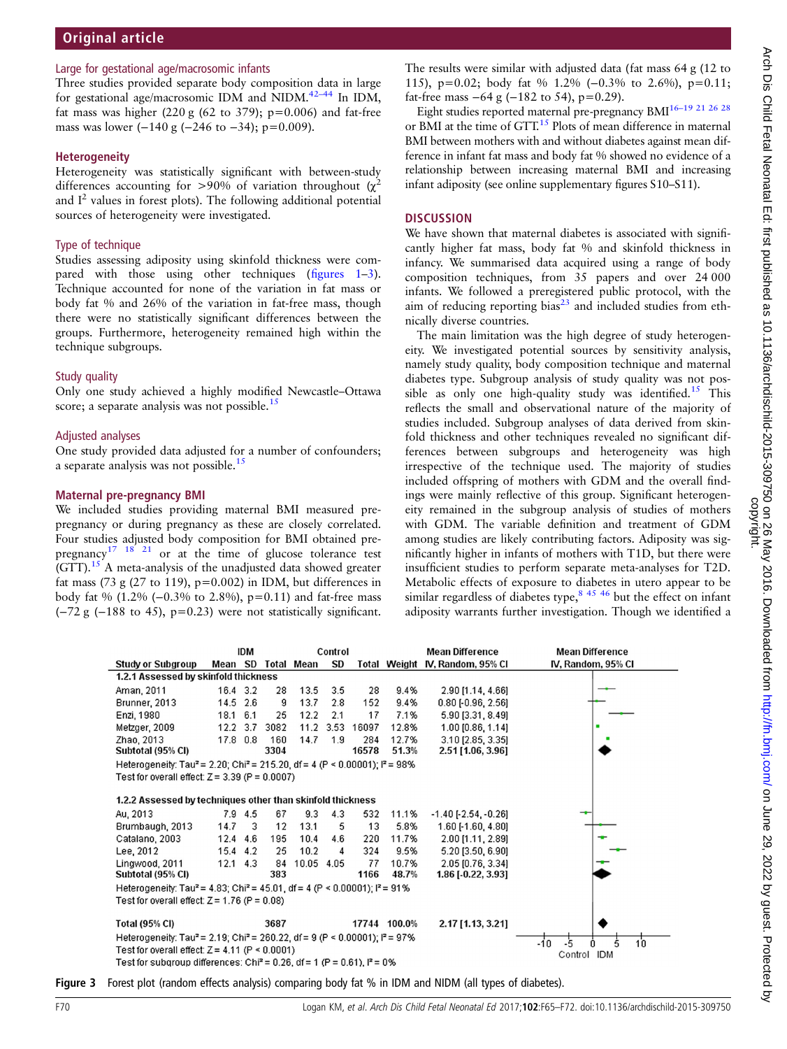### Large for gestational age/macrosomic infants

Three studies provided separate body composition data in large for gestational age/macrosomic IDM and NIDM.[42–44] In IDM, fat mass was higher (220 g (62 to 379); p=0.006) and fat-free mass was lower (−140 g (−246 to −34); p=0.009).

### Heterogeneity

Heterogeneity was statistically significant with between-study differences accounting for >90% of variation throughout ($\chi^2$ and $I^2$ values in forest plots). The following additional potential sources of heterogeneity were investigated.

### Type of technique

Studies assessing adiposity using skinfold thickness were compared with those using other techniques (figures 1–3). Technique accounted for none of the variation in fat mass or body fat % and 26% of the variation in fat-free mass, though there were no statistically significant differences between the groups. Furthermore, heterogeneity remained high within the technique subgroups.

### Study quality

Only one study achieved a highly modified Newcastle–Ottawa score; a separate analysis was not possible.[15]

### Adjusted analyses

One study provided data adjusted for a number of confounders; a separate analysis was not possible.[15]

### Maternal pre-pregnancy BMI

We included studies providing maternal BMI measured pre-pregnancy or during pregnancy as these are closely correlated. Four studies adjusted body composition for BMI obtained pre-pregnancy[17 18 21] or at the time of glucose tolerance test (GTT).[15] A meta-analysis of the unadjusted data showed greater fat mass (73 g (27 to 119), p=0.002) in IDM, but differences in body fat % (1.2% (−0.3% to 2.8%), p=0.11) and fat-free mass (−72 g (−188 to 45), p=0.23) were not statistically significant. The results were similar with adjusted data (fat mass 64 g (12 to 115), p=0.02; body fat % 1.2% (−0.3% to 2.6%), p=0.11; fat-free mass −64 g (−182 to 54), p=0.29).

Eight studies reported maternal pre-pregnancy BMI[16–19 21 26 28] or BMI at the time of GTT.[15] Plots of mean difference in maternal BMI between mothers with and without diabetes against mean difference in infant fat mass and body fat % showed no evidence of a relationship between increasing maternal BMI and increasing infant adiposity (see online supplementary figures S10–S11).

## DISCUSSION

We have shown that maternal diabetes is associated with significantly higher fat mass, body fat % and skinfold thickness in infancy. We summarised data acquired using a range of body composition techniques, from 35 papers and over 24 000 infants. We followed a preregistered public protocol, with the aim of reducing reporting bias[23] and included studies from ethnically diverse countries.

The main limitation was the high degree of study heterogeneity. We investigated potential sources by sensitivity analysis, namely study quality, body composition technique and maternal diabetes type. Subgroup analysis of study quality was not possible as only one high-quality study was identified.[15] This reflects the small and observational nature of the majority of studies included. Subgroup analyses of data derived from skinfold thickness and other techniques revealed no significant differences between subgroups and heterogeneity was high irrespective of the technique used. The majority of studies included offspring of mothers with GDM and the overall findings were mainly reflective of this group. Significant heterogeneity remained in the subgroup analysis of studies of mothers with GDM. The variable definition and treatment of GDM among studies are likely contributing factors. Adiposity was significantly higher in infants of mothers with T1D, but there were insufficient studies to perform separate meta-analyses for T2D. Metabolic effects of exposure to diabetes in utero appear to be similar regardless of diabetes type,[8 45 46] but the effect on infant adiposity warrants further investigation. Though we identified a

IDM | Control | Mean Difference | Mean Difference
Study or Subgroup | Mean SD Total | Mean SD Total | Weight | IV, Random, 95% CI | IV, Random, 95% CI
1.2.1 Assessed by skinfold thickness
Aman, 2011 16.4 3.2 28 13.5 3.5 28 9.4% 2.90 [1.14, 4.66]
Brunner, 2013 14.5 2.6 9 13.7 2.8 152 9.4% 0.80 [-0.96, 2.56]
Enzi, 1980 18.1 6.1 25 12.2 2.1 17 7.1% 5.90 [3.31, 8.49]
Metzger, 2009 12.2 3.7 3082 11.2 3.53 16097 12.8% 1.00 [0.86, 1.14]
Zhao, 2013 17.8 0.8 160 14.7 1.9 284 12.7% 3.10 [2.85, 3.35]
Subtotal (95% CI) 3304 16578 51.3% 2.51 [1.06, 3.96]
Heterogeneity: Tau² = 2.20; Chi² = 215.20, df = 4 (P < 0.00001); I² = 98%
Test for overall effect: Z = 3.39 (P = 0.0007)

1.2.2 Assessed by techniques other than skinfold thickness
Au, 2013 7.9 4.5 67 9.3 4.3 532 11.1% -1.40 [-2.54, -0.26]
Brumbaugh, 2013 14.7 3 12 13.1 5 13 5.8% 1.60 [-1.60, 4.80]
Catalano, 2003 12.4 4.6 195 10.4 4.6 220 11.7% 2.00 [1.11, 2.89]
Lee, 2012 15.4 4.2 25 10.2 4 324 9.5% 5.20 [3.50, 6.90]
Lingwood, 2011 12.1 4.3 84 10.05 4.05 77 10.7% 2.05 [0.76, 3.34]
Subtotal (95% CI) 383 1166 48.7% 1.86 [-0.22, 3.93]
Heterogeneity: Tau² = 4.83; Chi² = 45.01, df = 4 (P < 0.00001); I² = 91%
Test for overall effect: Z = 1.76 (P = 0.08)

Total (95% CI) 3687 17744 100.0% 2.17 [1.13, 3.21]
Heterogeneity: Tau² = 2.19; Chi² = 260.22, df = 9 (P < 0.00001); I² = 97%
Test for overall effect: Z = 4.11 (P < 0.0001)
Test for subgroup differences: Chi² = 0.26, df = 1 (P = 0.61), I² = 0%

-10 -5 0 5 10
Control IDM

**Figure 3** Forest plot (random effects analysis) comparing body fat % in IDM and NIDM (all types of diabetes).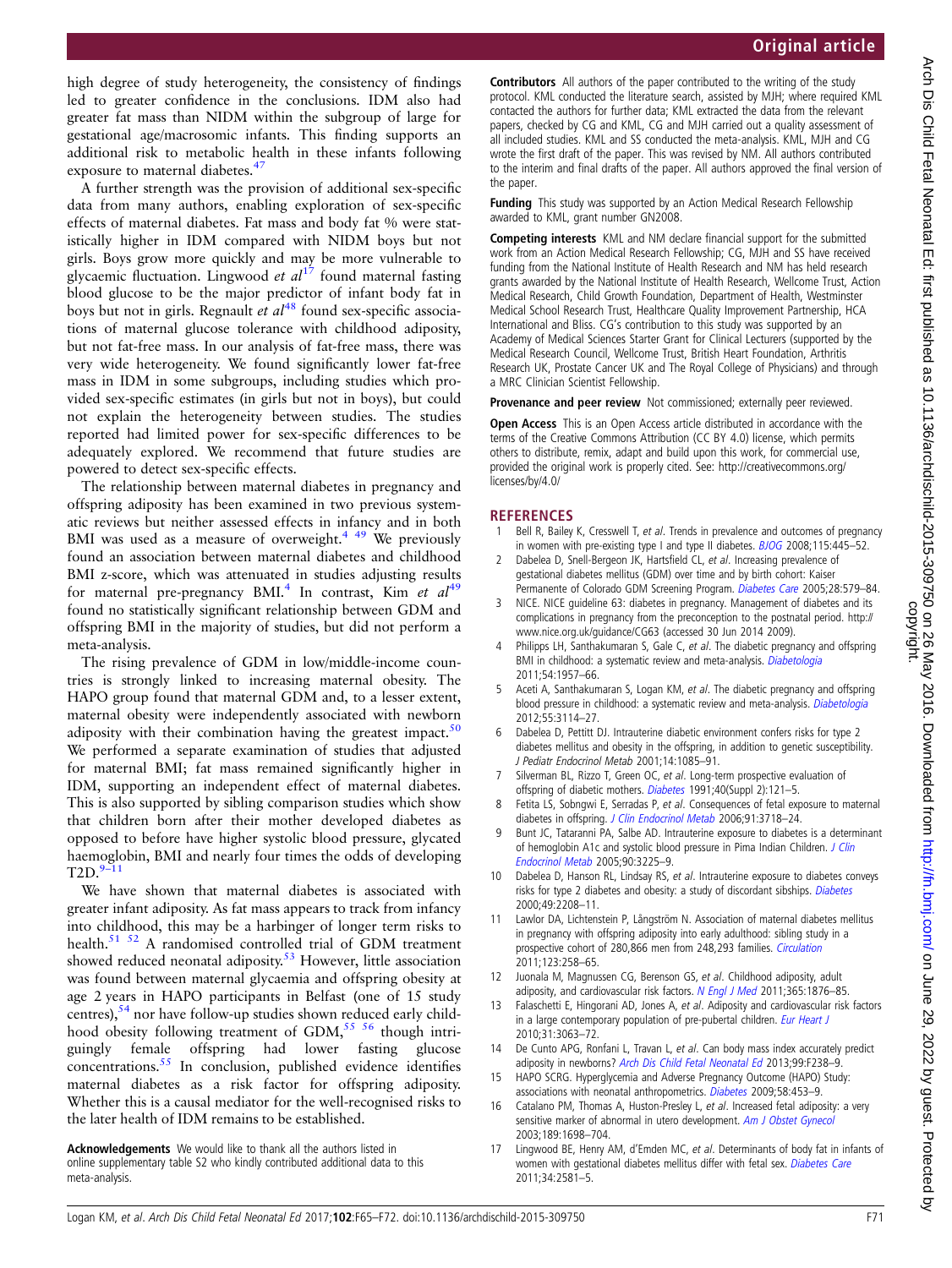high degree of study heterogeneity, the consistency of findings led to greater confidence in the conclusions. IDM also had greater fat mass than NIDM within the subgroup of large for gestational age/macrosomic infants. This finding supports an additional risk to metabolic health in these infants following exposure to maternal diabetes.[47]

A further strength was the provision of additional sex-specific data from many authors, enabling exploration of sex-specific effects of maternal diabetes. Fat mass and body fat % were statistically higher in IDM compared with NIDM boys but not girls. Boys grow more quickly and may be more vulnerable to glycaemic fluctuation. Lingwood *et al*[17] found maternal fasting blood glucose to be the major predictor of infant body fat in boys but not in girls. Regnault *et al*[48] found sex-specific associations of maternal glucose tolerance with childhood adiposity, but not fat-free mass. In our analysis of fat-free mass, there was very wide heterogeneity. We found significantly lower fat-free mass in IDM in some subgroups, including studies which provided sex-specific estimates (in girls but not in boys), but could not explain the heterogeneity between studies. The studies reported had limited power for sex-specific differences to be adequately explored. We recommend that future studies are powered to detect sex-specific effects.

The relationship between maternal diabetes in pregnancy and offspring adiposity has been examined in two previous systematic reviews but neither assessed effects in infancy and in both BMI was used as a measure of overweight.[4 49] We previously found an association between maternal diabetes and childhood BMI z-score, which was attenuated in studies adjusting results for maternal pre-pregnancy BMI.[4] In contrast, Kim *et al*[49] found no statistically significant relationship between GDM and offspring BMI in the majority of studies, but did not perform a meta-analysis.

The rising prevalence of GDM in low/middle-income countries is strongly linked to increasing maternal obesity. The HAPO group found that maternal GDM and, to a lesser extent, maternal obesity were independently associated with newborn adiposity with their combination having the greatest impact.[50] We performed a separate examination of studies that adjusted for maternal BMI; fat mass remained significantly higher in IDM, supporting an independent effect of maternal diabetes. This is also supported by sibling comparison studies which show that children born after their mother developed diabetes as opposed to before have higher systolic blood pressure, glycated haemoglobin, BMI and nearly four times the odds of developing T2D.[9–11]

We have shown that maternal diabetes is associated with greater infant adiposity. As fat mass appears to track from infancy into childhood, this may be a harbinger of longer term risks to health.[51 52] A randomised controlled trial of GDM treatment showed reduced neonatal adiposity.[53] However, little association was found between maternal glycaemia and offspring obesity at age 2 years in HAPO participants in Belfast (one of 15 study centres),[54] nor have follow-up studies shown reduced early childhood obesity following treatment of GDM,[55 56] though intriguingly female offspring had lower fasting glucose concentrations.[55] In conclusion, published evidence identifies maternal diabetes as a risk factor for offspring adiposity. Whether this is a causal mediator for the well-recognised risks to the later health of IDM remains to be established.

**Acknowledgements** We would like to thank all the authors listed in online supplementary table S2 who kindly contributed additional data to this meta-analysis.

**Contributors** All authors of the paper contributed to the writing of the study protocol. KML conducted the literature search, assisted by MJH; where required KML contacted the authors for further data; KML extracted the data from the relevant papers, checked by CG and KML, CG and MJH carried out a quality assessment of all included studies. KML and SS conducted the meta-analysis. KML, MJH and CG wrote the first draft of the paper. This was revised by NM. All authors contributed to the interim and final drafts of the paper. All authors approved the final version of the paper.

**Funding** This study was supported by an Action Medical Research Fellowship awarded to KML, grant number GN2008.

**Competing interests** KML and NM declare financial support for the submitted work from an Action Medical Research Fellowship; CG, MJH and SS have received funding from the National Institute of Health Research and NM has held research grants awarded by the National Institute of Health Research, Wellcome Trust, Action Medical Research, Child Growth Foundation, Department of Health, Westminster Medical School Research Trust, Healthcare Quality Improvement Partnership, HCA International and Bliss. CG's contribution to this study was supported by an Academy of Medical Sciences Starter Grant for Clinical Lecturers (supported by the Medical Research Council, Wellcome Trust, British Heart Foundation, Arthritis Research UK, Prostate Cancer UK and The Royal College of Physicians) and through a MRC Clinician Scientist Fellowship.

**Provenance and peer review** Not commissioned; externally peer reviewed.

**Open Access** This is an Open Access article distributed in accordance with the terms of the Creative Commons Attribution (CC BY 4.0) license, which permits others to distribute, remix, adapt and build upon this work, for commercial use, provided the original work is properly cited. See: http://creativecommons.org/licenses/by/4.0/

## REFERENCES

1. Bell R, Bailey K, Cresswell T, *et al*. Trends in prevalence and outcomes of pregnancy in women with pre-existing type I and type II diabetes. *BJOG* 2008;115:445–52.
2. Dabelea D, Snell-Bergeon JK, Hartsfield CL, *et al*. Increasing prevalence of gestational diabetes mellitus (GDM) over time and by birth cohort: Kaiser Permanente of Colorado GDM Screening Program. *Diabetes Care* 2005;28:579–84.
3. NICE. NICE guideline 63: diabetes in pregnancy. Management of diabetes and its complications in pregnancy from the preconception to the postnatal period. http://www.nice.org.uk/guidance/CG63 (accessed 30 Jun 2014 2009).
4. Philipps LH, Santhakumaran S, Gale C, *et al*. The diabetic pregnancy and offspring BMI in childhood: a systematic review and meta-analysis. *Diabetologia* 2011;54:1957–66.
5. Aceti A, Santhakumaran S, Logan KM, *et al*. The diabetic pregnancy and offspring blood pressure in childhood: a systematic review and meta-analysis. *Diabetologia* 2012;55:3114–27.
6. Dabelea D, Pettitt DJ. Intrauterine diabetic environment confers risks for type 2 diabetes mellitus and obesity in the offspring, in addition to genetic susceptibility. *J Pediatr Endocrinol Metab* 2001;14:1085–91.
7. Silverman BL, Rizzo T, Green OC, *et al*. Long-term prospective evaluation of offspring of diabetic mothers. *Diabetes* 1991;40(Suppl 2):121–5.
8. Fetita LS, Sobngwi E, Serradas P, *et al*. Consequences of fetal exposure to maternal diabetes in offspring. *J Clin Endocrinol Metab* 2006;91:3718–24.
9. Bunt JC, Tataranni PA, Salbe AD. Intrauterine exposure to diabetes is a determinant of hemoglobin A1c and systolic blood pressure in Pima Indian Children. *J Clin Endocrinol Metab* 2005;90:3225–9.
10. Dabelea D, Hanson RL, Lindsay RS, *et al*. Intrauterine exposure to diabetes conveys risks for type 2 diabetes and obesity: a study of discordant sibships. *Diabetes* 2000;49:2208–11.
11. Lawlor DA, Lichtenstein P, Långström N. Association of maternal diabetes mellitus in pregnancy with offspring adiposity into early adulthood: sibling study in a prospective cohort of 280,866 men from 248,293 families. *Circulation* 2011;123:258–65.
12. Juonala M, Magnussen CG, Berenson GS, *et al*. Childhood adiposity, adult adiposity, and cardiovascular risk factors. *N Engl J Med* 2011;365:1876–85.
13. Falaschetti E, Hingorani AD, Jones A, *et al*. Adiposity and cardiovascular risk factors in a large contemporary population of pre-pubertal children. *Eur Heart J* 2010;31:3063–72.
14. De Cunto APG, Ronfani L, Travan L, *et al*. Can body mass index accurately predict adiposity in newborns? *Arch Dis Child Fetal Neonatal Ed* 2013;99:F238–9.
15. HAPO SCRG. Hyperglycemia and Adverse Pregnancy Outcome (HAPO) Study: associations with neonatal anthropometrics. *Diabetes* 2009;58:453–9.
16. Catalano PM, Thomas A, Huston-Presley L, *et al*. Increased fetal adiposity: a very sensitive marker of abnormal in utero development. *Am J Obstet Gynecol* 2003;189:1698–704.
17. Lingwood BE, Henry AM, d'Emden MC, *et al*. Determinants of body fat in infants of women with gestational diabetes mellitus differ with fetal sex. *Diabetes Care* 2011;34:2581–5.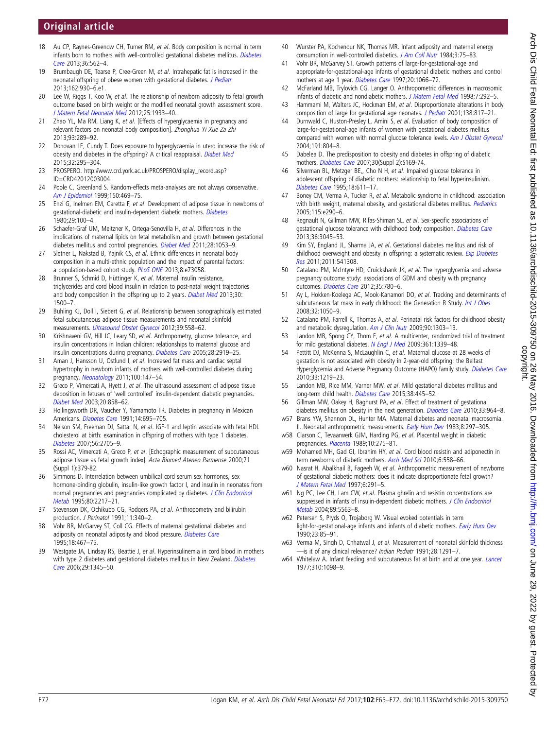18 Au CP, Raynes-Greenow CH, Turner RM, *et al*. Body composition is normal in term infants born to mothers with well-controlled gestational diabetes mellitus. *Diabetes Care* 2013;36:562–4.

19 Brumbaugh DE, Tearse P, Cree-Green M, *et al*. Intrahepatic fat is increased in the neonatal offspring of obese women with gestational diabetes. *J Pediatr* 2013;162:930–6.e1.

20 Lee W, Riggs T, Koo W, *et al*. The relationship of newborn adiposity to fetal growth outcome based on birth weight or the modified neonatal growth assessment score. *J Matern Fetal Neonatal Med* 2012;25:1933–40.

21 Zhao YL, Ma RM, Liang K, *et al*. [Effects of hyperglycaemia in pregnancy and relevant factors on neonatal body composition]. *Zhonghua Yi Xue Za Zhi* 2013;93:289–92.

22 Donovan LE, Cundy T. Does exposure to hyperglycaemia in utero increase the risk of obesity and diabetes in the offspring? A critical reappraisal. *Diabet Med* 2015;32:295–304.

23 PROSPERO. http://www.crd.york.ac.uk/PROSPERO/display_record.asp?ID=CRD42012003004

24 Poole C, Greenland S. Random-effects meta-analyses are not always conservative. *Am J Epidemiol* 1999;150:469–75.

25 Enzi G, Inelmen EM, Caretta F, *et al*. Development of adipose tissue in newborns of gestational-diabetic and insulin-dependent diabetic mothers. *Diabetes* 1980;29:100–4.

26 Schaefer-Graf UM, Meitzner K, Ortega-Senovilla H, *et al*. Differences in the implications of maternal lipids on fetal metabolism and growth between gestational diabetes mellitus and control pregnancies. *Diabet Med* 2011;28:1053–9.

27 Sletner L, Nakstad B, Yajnik CS, *et al*. Ethnic differences in neonatal body composition in a multi-ethnic population and the impact of parental factors: a population-based cohort study. *PLoS ONE* 2013;8:e73058.

28 Brunner S, Schmid D, Hüttinger K, *et al*. Maternal insulin resistance, triglycerides and cord blood insulin in relation to post-natal weight trajectories and body composition in the offspring up to 2 years. *Diabet Med* 2013;30:1500–7.

29 Buhling KJ, Doll I, Siebert G, *et al*. Relationship between sonographically estimated fetal subcutaneous adipose tissue measurements and neonatal skinfold measurements. *Ultrasound Obstet Gynecol* 2012;39:558–62.

30 Krishnaveni GV, Hill JC, Leary SD, *et al*. Anthropometry, glucose tolerance, and insulin concentrations in Indian children: relationships to maternal glucose and insulin concentrations during pregnancy. *Diabetes Care* 2005;28:2919–25.

31 Aman J, Hansson U, Ostlund I, *et al*. Increased fat mass and cardiac septal hypertrophy in newborn infants of mothers with well-controlled diabetes during pregnancy. *Neonatology* 2011;100:147–54.

32 Greco P, Vimercati A, Hyett J, *et al*. The ultrasound assessment of adipose tissue deposition in fetuses of 'well controlled' insulin-dependent diabetic pregnancies. *Diabet Med* 2003;20:858–62.

33 Hollingsworth DR, Vaucher Y, Yamamoto TR. Diabetes in pregnancy in Mexican Americans. *Diabetes Care* 1991;14:695–705.

34 Nelson SM, Freeman DJ, Sattar N, *et al*. IGF-1 and leptin associate with fetal HDL cholesterol at birth: examination in offspring of mothers with type 1 diabetes. *Diabetes* 2007;56:2705–9.

35 Rossi AC, Vimercati A, Greco P, *et al*. [Echographic measurement of subcutaneous adipose tissue as fetal growth index]. *Acta Biomed Ateneo Parmense* 2000;71 (Suppl 1):379-82.

36 Simmons D. Interrelation between umbilical cord serum sex hormones, sex hormone-binding globulin, insulin-like growth factor I, and insulin in neonates from normal pregnancies and pregnancies complicated by diabetes. *J Clin Endocrinol Metab* 1995;80:2217–21.

37 Stevenson DK, Ochikubo CG, Rodgers PA, *et al*. Anthropometry and bilirubin production. *J Perinatol* 1991;11:340–2.

38 Vohr BR, McGarvey ST, Coll CG. Effects of maternal gestational diabetes and adiposity on neonatal adiposity and blood pressure. *Diabetes Care* 1995;18:467–75.

39 Westgate JA, Lindsay RS, Beattie J, *et al*. Hyperinsulinemia in cord blood in mothers with type 2 diabetes and gestational diabetes mellitus in New Zealand. *Diabetes Care* 2006;29:1345–50.

40 Wurster PA, Kochenour NK, Thomas MR. Infant adiposity and maternal energy consumption in well-controlled diabetics. *J Am Coll Nutr* 1984;3:75–83.

41 Vohr BR, McGarvey ST. Growth patterns of large-for-gestational-age and appropriate-for-gestational-age infants of gestational diabetic mothers and control mothers at age 1 year. *Diabetes Care* 1997;20:1066–72.

42 McFarland MB, Trylovich CG, Langer O. Anthropometric differences in macrosomic infants of diabetic and nondiabetic mothers. *J Matern Fetal Med* 1998;7:292–5.

43 Hammami M, Walters JC, Hockman EM, *et al*. Disproportionate alterations in body composition of large for gestational age neonates. *J Pediatr* 2001;138:817–21.

44 Durnwald C, Huston-Presley L, Amini S, *et al*. Evaluation of body composition of large-for-gestational-age infants of women with gestational diabetes mellitus compared with women with normal glucose tolerance levels. *Am J Obstet Gynecol* 2004;191:804–8.

45 Dabelea D. The predisposition to obesity and diabetes in offspring of diabetic mothers. *Diabetes Care* 2007;30(Suppl 2):S169-74.

46 Silverman BL, Metzger BE,, Cho N H, *et al*. Impaired glucose tolerance in adolescent offspring of diabetic mothers: relationship to fetal hyperinsulinism. *Diabetes Care* 1995;18:611–17.

47 Boney CM, Verma A, Tucker R, *et al*. Metabolic syndrome in childhood: association with birth weight, maternal obesity, and gestational diabetes mellitus. *Pediatrics* 2005;115:e290–6.

48 Regnault N, Gillman MW, Rifas-Shiman SL, *et al*. Sex-specific associations of gestational glucose tolerance with childhood body composition. *Diabetes Care* 2013;36:3045–53.

49 Kim SY, England JL, Sharma JA, *et al*. Gestational diabetes mellitus and risk of childhood overweight and obesity in offspring: a systematic review. *Exp Diabetes Res* 2011;2011:541308.

50 Catalano PM, McIntyre HD, Cruickshank JK, *et al*. The hyperglycemia and adverse pregnancy outcome study: associations of GDM and obesity with pregnancy outcomes. *Diabetes Care* 2012;35:780–6.

51 Ay L, Hokken-Koelega AC, Mook-Kanamori DO, *et al*. Tracking and determinants of subcutaneous fat mass in early childhood: the Generation R Study. *Int J Obes* 2008;32:1050–9.

52 Catalano PM, Farrell K, Thomas A, *et al*. Perinatal risk factors for childhood obesity and metabolic dysregulation. *Am J Clin Nutr* 2009;90:1303–13.

53 Landon MB, Spong CY, Thom E, *et al*. A multicenter, randomized trial of treatment for mild gestational diabetes. *N Engl J Med* 2009;361:1339–48.

54 Pettitt DJ, McKenna S, McLaughlin C, *et al*. Maternal glucose at 28 weeks of gestation is not associated with obesity in 2-year-old offspring: the Belfast Hyperglycemia and Adverse Pregnancy Outcome (HAPO) family study. *Diabetes Care* 2010;33:1219–23.

55 Landon MB, Rice MM, Varner MW, *et al*. Mild gestational diabetes mellitus and long-term child health. *Diabetes Care* 2015;38:445–52.

56 Gillman MW, Oakey H, Baghurst PA, *et al*. Effect of treatment of gestational diabetes mellitus on obesity in the next generation. *Diabetes Care* 2010;33:964–8.

w57 Brans YW, Shannon DL, Hunter MA. Maternal diabetes and neonatal macrosomia. II. Neonatal anthropometric measurements. *Early Hum Dev* 1983;8:297–305.

w58 Clarson C, Tevaarwerk GJM, Harding PG, *et al*. Placental weight in diabetic pregnancies. *Placenta* 1989;10:275–81.

w59 Mohamed MH, Gad GI, Ibrahim HY, *et al*. Cord blood resistin and adiponectin in term newborns of diabetic mothers. *Arch Med Sci* 2010;6:558–66.

w60 Nasrat H, Abalkhail B, Fageeh W, *et al*. Anthropometric measurement of newborns of gestational diabetic mothers: does it indicate disproportionate fetal growth? *J Matern Fetal Med* 1997;6:291–5.

w61 Ng PC, Lee CH, Lam CW, *et al*. Plasma ghrelin and resistin concentrations are suppressed in infants of insulin-dependent diabetic mothers. *J Clin Endocrinol Metab* 2004;89:5563–8.

w62 Petersen S, Pryds O, Trojaborg W. Visual evoked potentials in term light-for-gestational-age infants and infants of diabetic mothers. *Early Hum Dev* 1990;23:85–91.

w63 Verma M, Singh D, Chhatwal J, *et al*. Measurement of neonatal skinfold thickness—is it of any clinical relevance? *Indian Pediatr* 1991;28:1291–7.

w64 Whitelaw A. Infant feeding and subcutaneous fat at birth and at one year. *Lancet* 1977;310:1098–9.